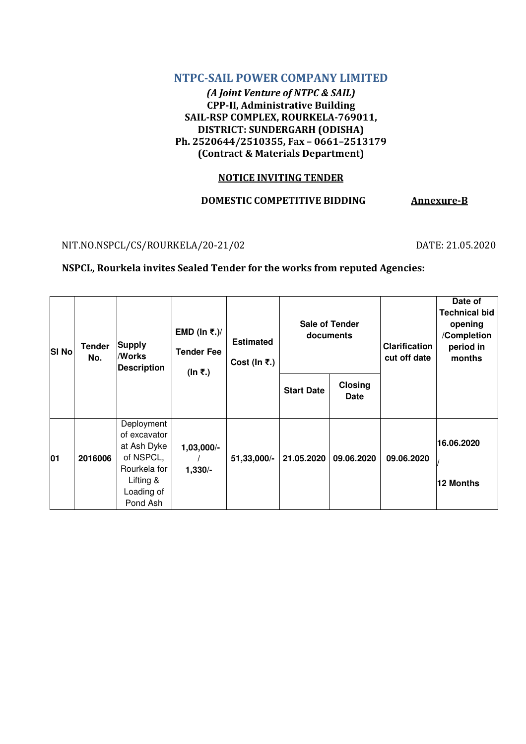## NTPC-SAIL POWER COMPANY LIMITED

***(A Joint Venture of NTPC & SAIL)***
**CPP-II, Administrative Building**
**SAIL-RSP COMPLEX, ROURKELA-769011,**
**DISTRICT: SUNDERGARH (ODISHA)**
**Ph. 2520644/2510355, Fax – 0661–2513179**
**(Contract & Materials Department)**

**NOTICE INVITING TENDER**

**DOMESTIC COMPETITIVE BIDDING** **Annexure-B**

NIT.NO.NSPCL/CS/ROURKELA/20-21/02 DATE: 21.05.2020

**NSPCL, Rourkela invites Sealed Tender for the works from reputed Agencies:**

| SI No | Tender No. | Supply /Works Description | EMD (In ₹.)/ Tender Fee (In ₹.) | Estimated Cost (In ₹.) | Sale of Tender documents | | Clarification cut off date | Date of Technical bid opening /Completion period in months |
|---|---|---|---|---|---|---|---|---|
| | | | | | Start Date | Closing Date | | |
| 01 | 2016006 | Deployment of excavator at Ash Dyke of NSPCL, Rourkela for Lifting & Loading of Pond Ash | 1,03,000/- / 1,330/- | 51,33,000/- | 21.05.2020 | 09.06.2020 | 09.06.2020 | 16.06.2020 / 12 Months |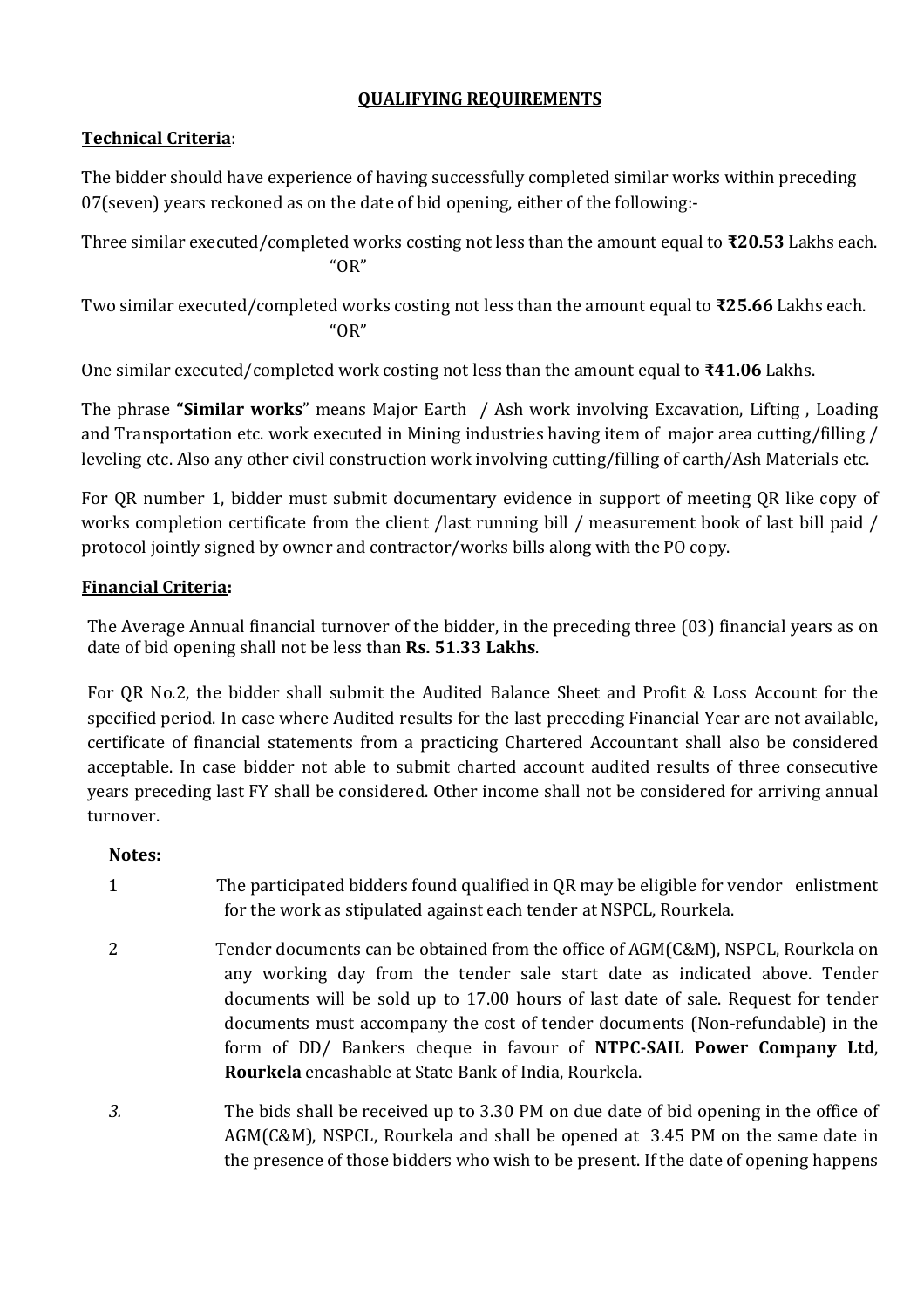## QUALIFYING REQUIREMENTS

**Technical Criteria**:

The bidder should have experience of having successfully completed similar works within preceding 07(seven) years reckoned as on the date of bid opening, either of the following:-

Three similar executed/completed works costing not less than the amount equal to **₹20.53** Lakhs each.

"OR"

Two similar executed/completed works costing not less than the amount equal to **₹25.66** Lakhs each.

"OR"

One similar executed/completed work costing not less than the amount equal to **₹41.06** Lakhs.

The phrase **"Similar works"** means Major Earth / Ash work involving Excavation, Lifting , Loading and Transportation etc. work executed in Mining industries having item of major area cutting/filling / leveling etc. Also any other civil construction work involving cutting/filling of earth/Ash Materials etc.

For QR number 1, bidder must submit documentary evidence in support of meeting QR like copy of works completion certificate from the client /last running bill / measurement book of last bill paid / protocol jointly signed by owner and contractor/works bills along with the PO copy.

**Financial Criteria:**

The Average Annual financial turnover of the bidder, in the preceding three (03) financial years as on date of bid opening shall not be less than **Rs. 51.33 Lakhs**.

For QR No.2, the bidder shall submit the Audited Balance Sheet and Profit & Loss Account for the specified period. In case where Audited results for the last preceding Financial Year are not available, certificate of financial statements from a practicing Chartered Accountant shall also be considered acceptable. In case bidder not able to submit charted account audited results of three consecutive years preceding last FY shall be considered. Other income shall not be considered for arriving annual turnover.

**Notes:**

1. The participated bidders found qualified in QR may be eligible for vendor enlistment for the work as stipulated against each tender at NSPCL, Rourkela.

2. Tender documents can be obtained from the office of AGM(C&M), NSPCL, Rourkela on any working day from the tender sale start date as indicated above. Tender documents will be sold up to 17.00 hours of last date of sale. Request for tender documents must accompany the cost of tender documents (Non-refundable) in the form of DD/ Bankers cheque in favour of **NTPC-SAIL Power Company Ltd**, **Rourkela** encashable at State Bank of India, Rourkela.

*3.* The bids shall be received up to 3.30 PM on due date of bid opening in the office of AGM(C&M), NSPCL, Rourkela and shall be opened at 3.45 PM on the same date in the presence of those bidders who wish to be present. If the date of opening happens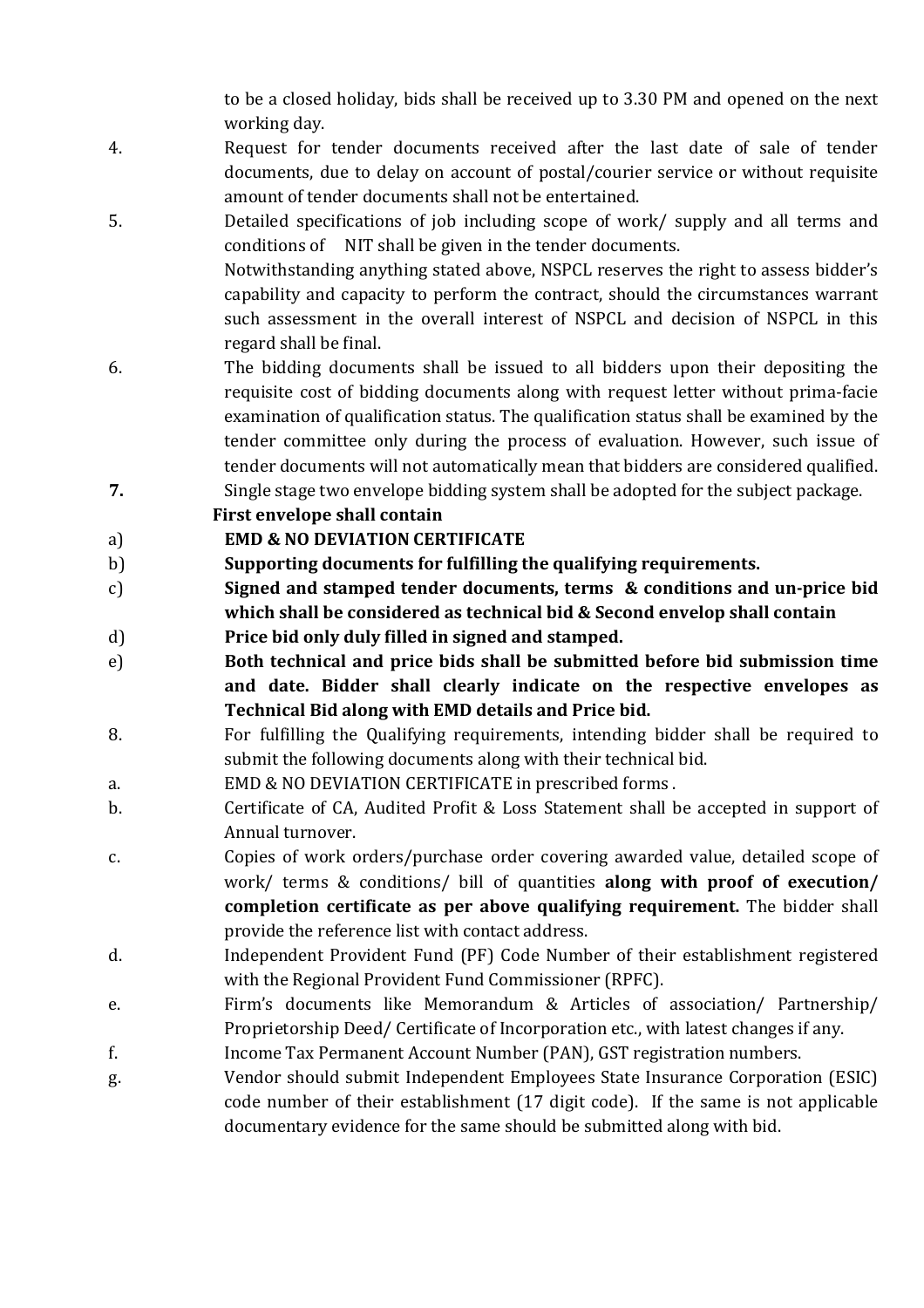to be a closed holiday, bids shall be received up to 3.30 PM and opened on the next working day.

4. Request for tender documents received after the last date of sale of tender documents, due to delay on account of postal/courier service or without requisite amount of tender documents shall not be entertained.

5. Detailed specifications of job including scope of work/ supply and all terms and conditions of NIT shall be given in the tender documents.

   Notwithstanding anything stated above, NSPCL reserves the right to assess bidder's capability and capacity to perform the contract, should the circumstances warrant such assessment in the overall interest of NSPCL and decision of NSPCL in this regard shall be final.

6. The bidding documents shall be issued to all bidders upon their depositing the requisite cost of bidding documents along with request letter without prima-facie examination of qualification status. The qualification status shall be examined by the tender committee only during the process of evaluation. However, such issue of tender documents will not automatically mean that bidders are considered qualified.

**7.** Single stage two envelope bidding system shall be adopted for the subject package.

**First envelope shall contain**

a) **EMD & NO DEVIATION CERTIFICATE**

b) **Supporting documents for fulfilling the qualifying requirements.**

c) **Signed and stamped tender documents, terms & conditions and un-price bid which shall be considered as technical bid & Second envelop shall contain**

d) **Price bid only duly filled in signed and stamped.**

e) **Both technical and price bids shall be submitted before bid submission time and date. Bidder shall clearly indicate on the respective envelopes as Technical Bid along with EMD details and Price bid.**

8. For fulfilling the Qualifying requirements, intending bidder shall be required to submit the following documents along with their technical bid.

a. EMD & NO DEVIATION CERTIFICATE in prescribed forms .

b. Certificate of CA, Audited Profit & Loss Statement shall be accepted in support of Annual turnover.

c. Copies of work orders/purchase order covering awarded value, detailed scope of work/ terms & conditions/ bill of quantities **along with proof of execution/ completion certificate as per above qualifying requirement.** The bidder shall provide the reference list with contact address.

d. Independent Provident Fund (PF) Code Number of their establishment registered with the Regional Provident Fund Commissioner (RPFC).

e. Firm's documents like Memorandum & Articles of association/ Partnership/ Proprietorship Deed/ Certificate of Incorporation etc., with latest changes if any.

f. Income Tax Permanent Account Number (PAN), GST registration numbers.

g. Vendor should submit Independent Employees State Insurance Corporation (ESIC) code number of their establishment (17 digit code). If the same is not applicable documentary evidence for the same should be submitted along with bid.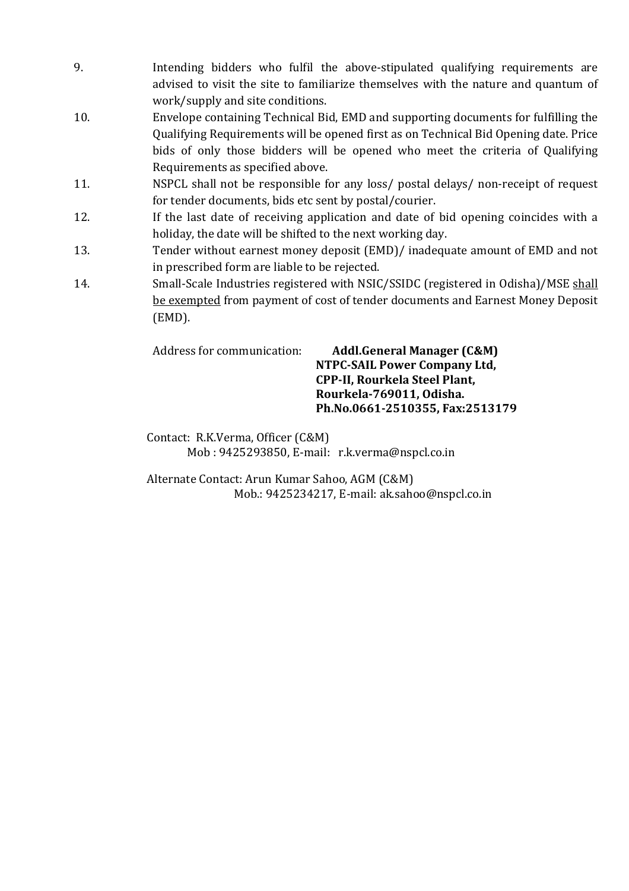9. Intending bidders who fulfil the above-stipulated qualifying requirements are advised to visit the site to familiarize themselves with the nature and quantum of work/supply and site conditions.
10. Envelope containing Technical Bid, EMD and supporting documents for fulfilling the Qualifying Requirements will be opened first as on Technical Bid Opening date. Price bids of only those bidders will be opened who meet the criteria of Qualifying Requirements as specified above.
11. NSPCL shall not be responsible for any loss/ postal delays/ non-receipt of request for tender documents, bids etc sent by postal/courier.
12. If the last date of receiving application and date of bid opening coincides with a holiday, the date will be shifted to the next working day.
13. Tender without earnest money deposit (EMD)/ inadequate amount of EMD and not in prescribed form are liable to be rejected.
14. Small-Scale Industries registered with NSIC/SSIDC (registered in Odisha)/MSE <u>shall be exempted</u> from payment of cost of tender documents and Earnest Money Deposit (EMD).

Address for communication: **Addl.General Manager (C&M)**
**NTPC-SAIL Power Company Ltd,**
**CPP-II, Rourkela Steel Plant,**
**Rourkela-769011, Odisha.**
**Ph.No.0661-2510355, Fax:2513179**

Contact: R.K.Verma, Officer (C&M)
Mob : 9425293850, E-mail: r.k.verma@nspcl.co.in

Alternate Contact: Arun Kumar Sahoo, AGM (C&M)
Mob.: 9425234217, E-mail: ak.sahoo@nspcl.co.in